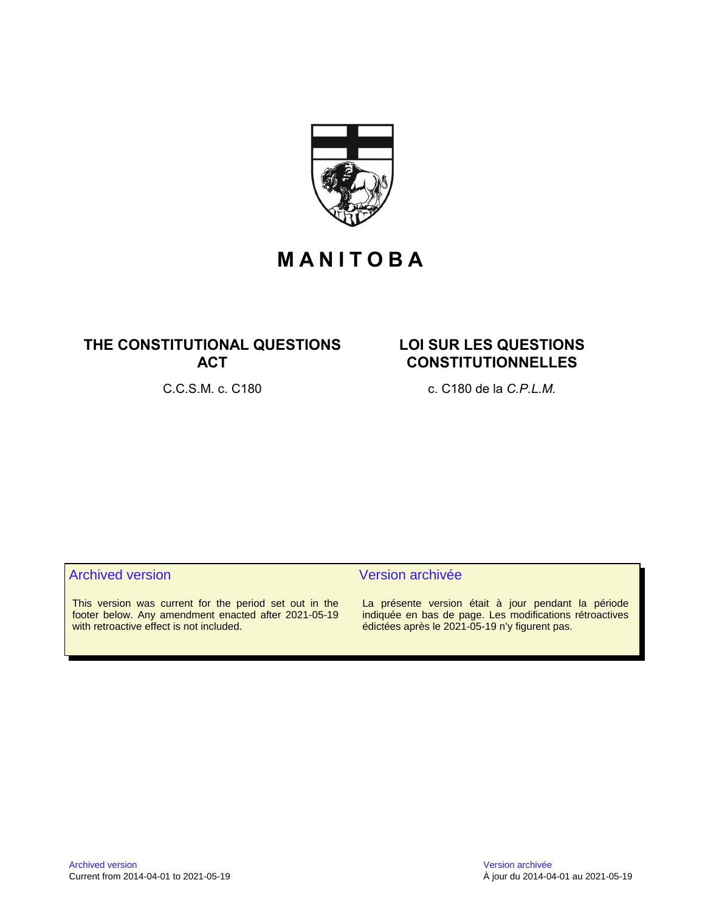# MANITOBA

## THE CONSTITUTIONAL QUESTIONS ACT

C.C.S.M. c. C180

## LOI SUR LES QUESTIONS CONSTITUTIONNELLES

c. C180 de la *C.P.L.M.*

### Archived version

This version was current for the period set out in the footer below. Any amendment enacted after 2021-05-19 with retroactive effect is not included.

### Version archivée

La présente version était à jour pendant la période indiquée en bas de page. Les modifications rétroactives édictées après le 2021-05-19 n'y figurent pas.

Archived version
Current from 2014-04-01 to 2021-05-19

Version archivée
À jour du 2014-04-01 au 2021-05-19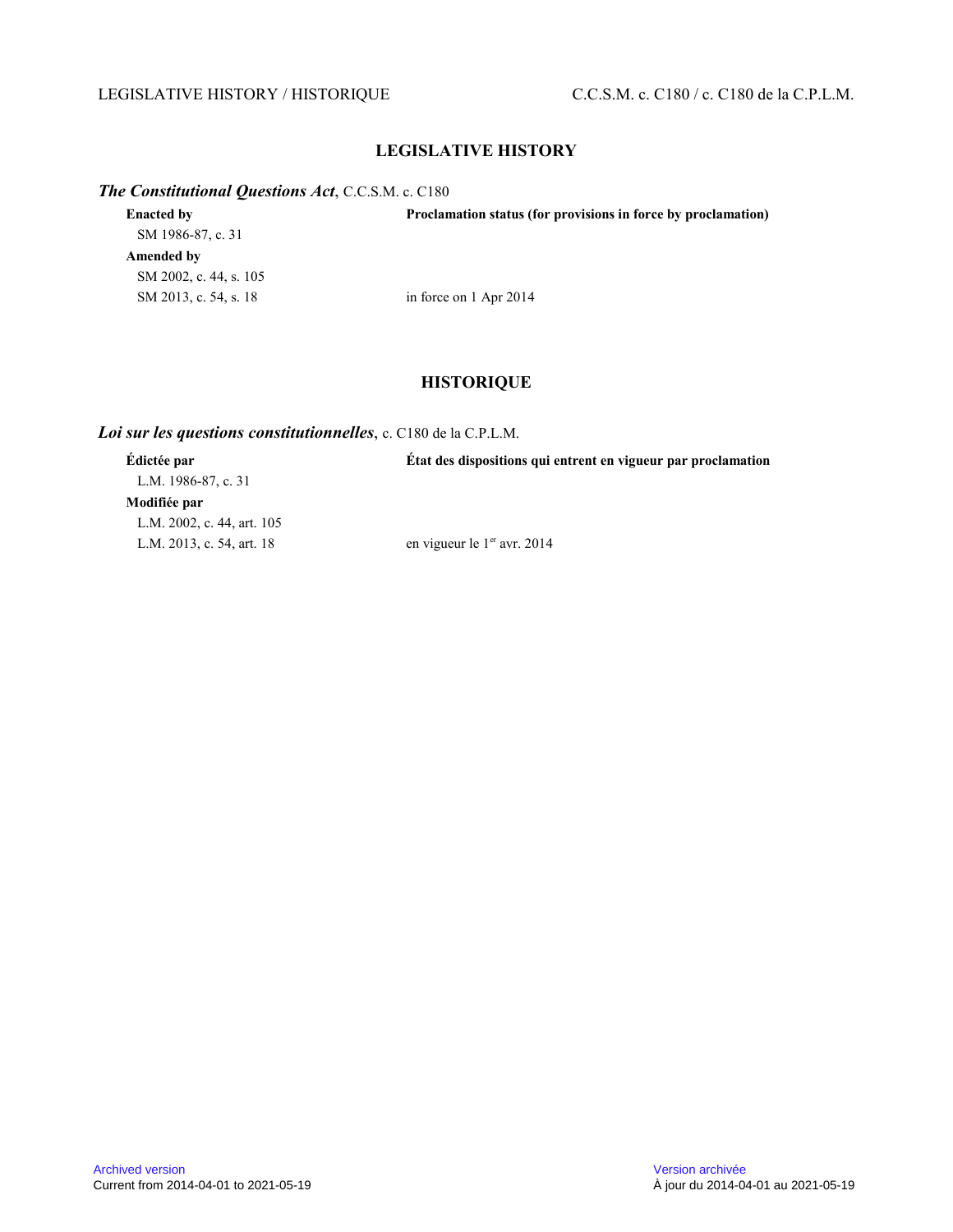## LEGISLATIVE HISTORY

***The Constitutional Questions Act***, C.C.S.M. c. C180

| **Enacted by** | **Proclamation status (for provisions in force by proclamation)** |
|---|---|
| SM 1986-87, c. 31 | |
| **Amended by** | |
| SM 2002, c. 44, s. 105 | |
| SM 2013, c. 54, s. 18 | in force on 1 Apr 2014 |

## HISTORIQUE

***Loi sur les questions constitutionnelles***, c. C180 de la C.P.L.M.

| **Édictée par** | **État des dispositions qui entrent en vigueur par proclamation** |
|---|---|
| L.M. 1986-87, c. 31 | |
| **Modifiée par** | |
| L.M. 2002, c. 44, art. 105 | |
| L.M. 2013, c. 54, art. 18 | en vigueur le 1er avr. 2014 |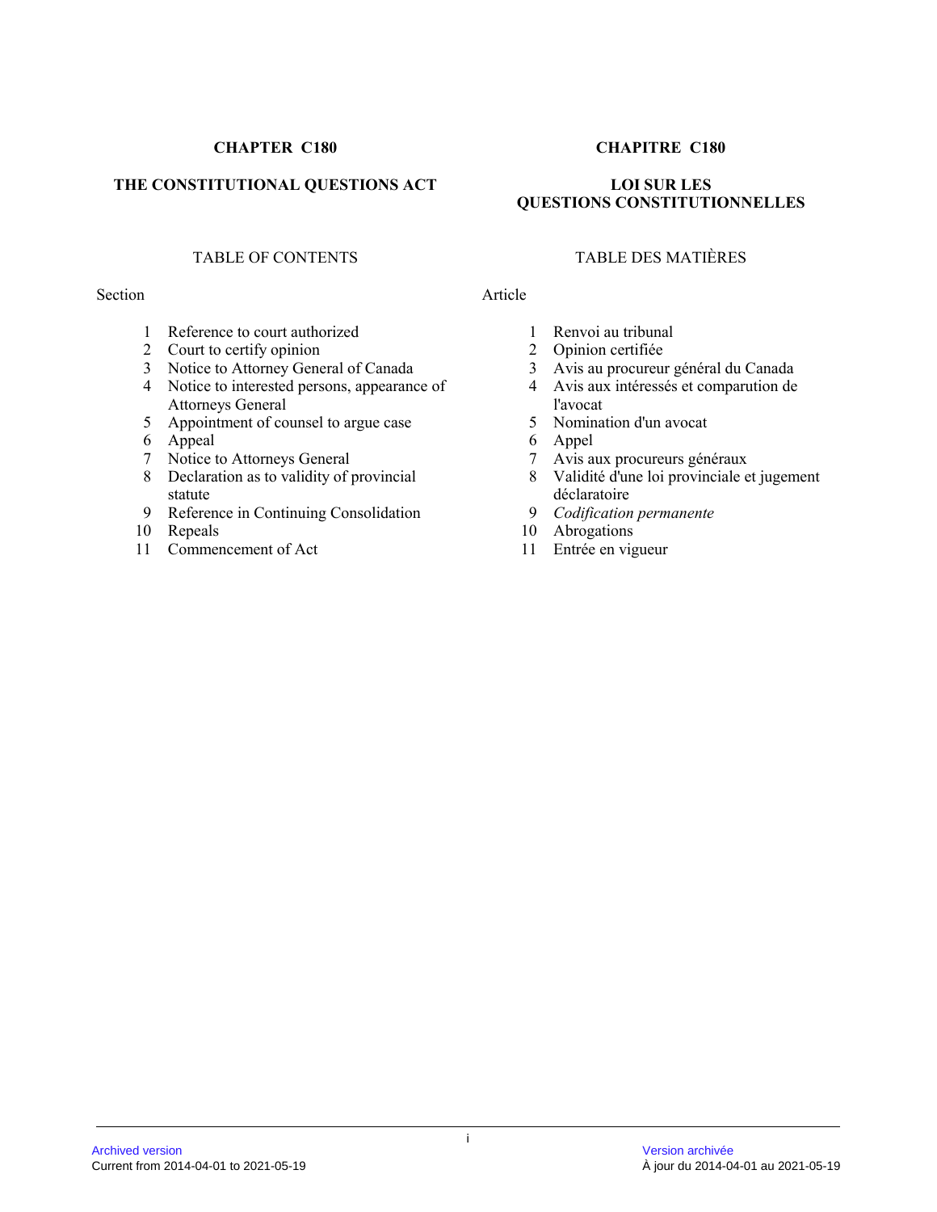**CHAPTER C180**

**THE CONSTITUTIONAL QUESTIONS ACT**

TABLE OF CONTENTS

Section

1 Reference to court authorized
2 Court to certify opinion
3 Notice to Attorney General of Canada
4 Notice to interested persons, appearance of Attorneys General
5 Appointment of counsel to argue case
6 Appeal
7 Notice to Attorneys General
8 Declaration as to validity of provincial statute
9 Reference in Continuing Consolidation
10 Repeals
11 Commencement of Act

**CHAPITRE C180**

**LOI SUR LES QUESTIONS CONSTITUTIONNELLES**

TABLE DES MATIÈRES

Article

1 Renvoi au tribunal
2 Opinion certifiée
3 Avis au procureur général du Canada
4 Avis aux intéressés et comparution de l'avocat
5 Nomination d'un avocat
6 Appel
7 Avis aux procureurs généraux
8 Validité d'une loi provinciale et jugement déclaratoire
9 *Codification permanente*
10 Abrogations
11 Entrée en vigueur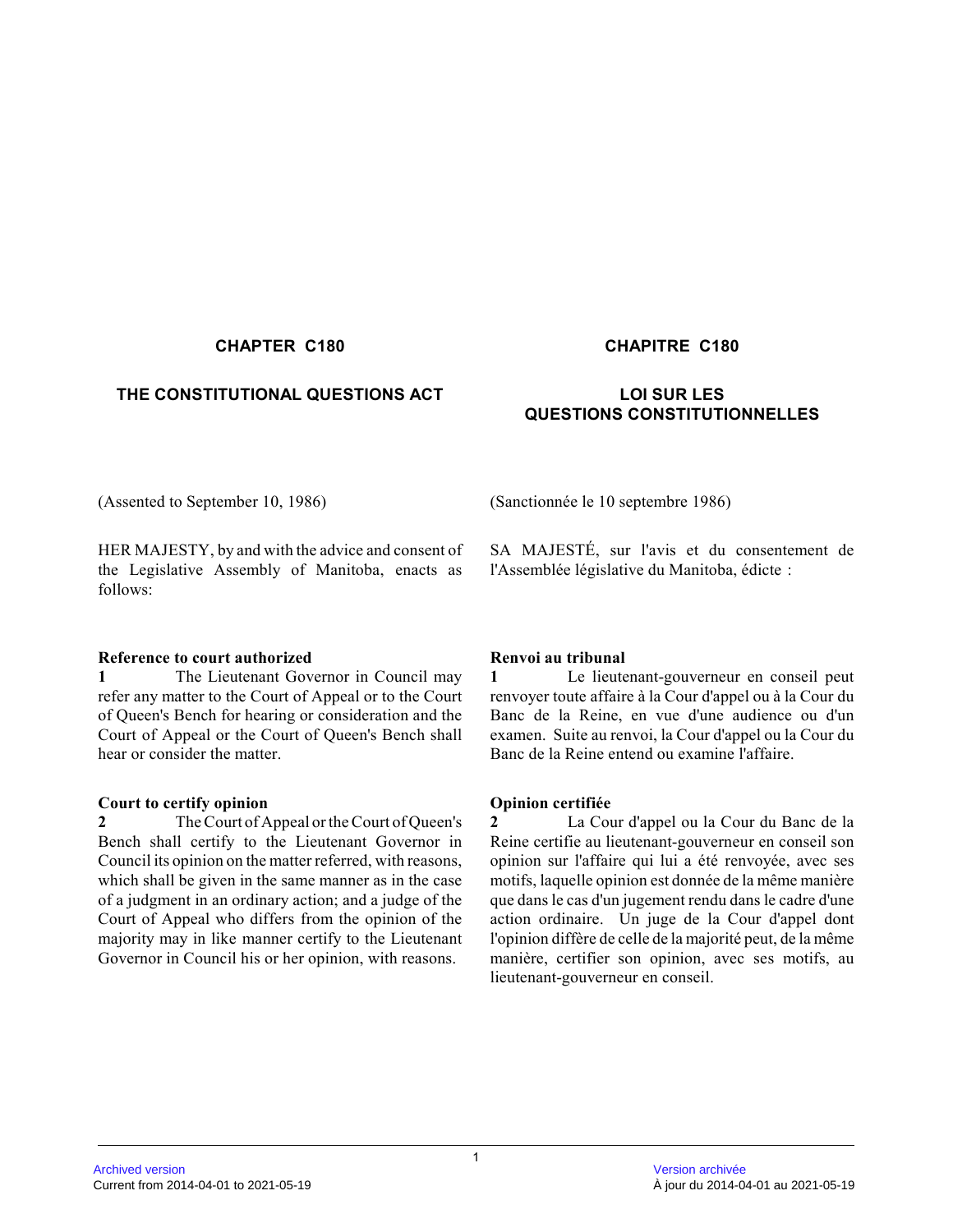## CHAPTER C180

## THE CONSTITUTIONAL QUESTIONS ACT

(Assented to September 10, 1986)

HER MAJESTY, by and with the advice and consent of the Legislative Assembly of Manitoba, enacts as follows:

**Reference to court authorized**

**1** The Lieutenant Governor in Council may refer any matter to the Court of Appeal or to the Court of Queen's Bench for hearing or consideration and the Court of Appeal or the Court of Queen's Bench shall hear or consider the matter.

**Court to certify opinion**

**2** The Court of Appeal or the Court of Queen's Bench shall certify to the Lieutenant Governor in Council its opinion on the matter referred, with reasons, which shall be given in the same manner as in the case of a judgment in an ordinary action; and a judge of the Court of Appeal who differs from the opinion of the majority may in like manner certify to the Lieutenant Governor in Council his or her opinion, with reasons.

## CHAPITRE C180

## LOI SUR LES QUESTIONS CONSTITUTIONNELLES

(Sanctionnée le 10 septembre 1986)

SA MAJESTÉ, sur l'avis et du consentement de l'Assemblée législative du Manitoba, édicte :

**Renvoi au tribunal**

**1** Le lieutenant-gouverneur en conseil peut renvoyer toute affaire à la Cour d'appel ou à la Cour du Banc de la Reine, en vue d'une audience ou d'un examen. Suite au renvoi, la Cour d'appel ou la Cour du Banc de la Reine entend ou examine l'affaire.

**Opinion certifiée**

**2** La Cour d'appel ou la Cour du Banc de la Reine certifie au lieutenant-gouverneur en conseil son opinion sur l'affaire qui lui a été renvoyée, avec ses motifs, laquelle opinion est donnée de la même manière que dans le cas d'un jugement rendu dans le cadre d'une action ordinaire. Un juge de la Cour d'appel dont l'opinion diffère de celle de la majorité peut, de la même manière, certifier son opinion, avec ses motifs, au lieutenant-gouverneur en conseil.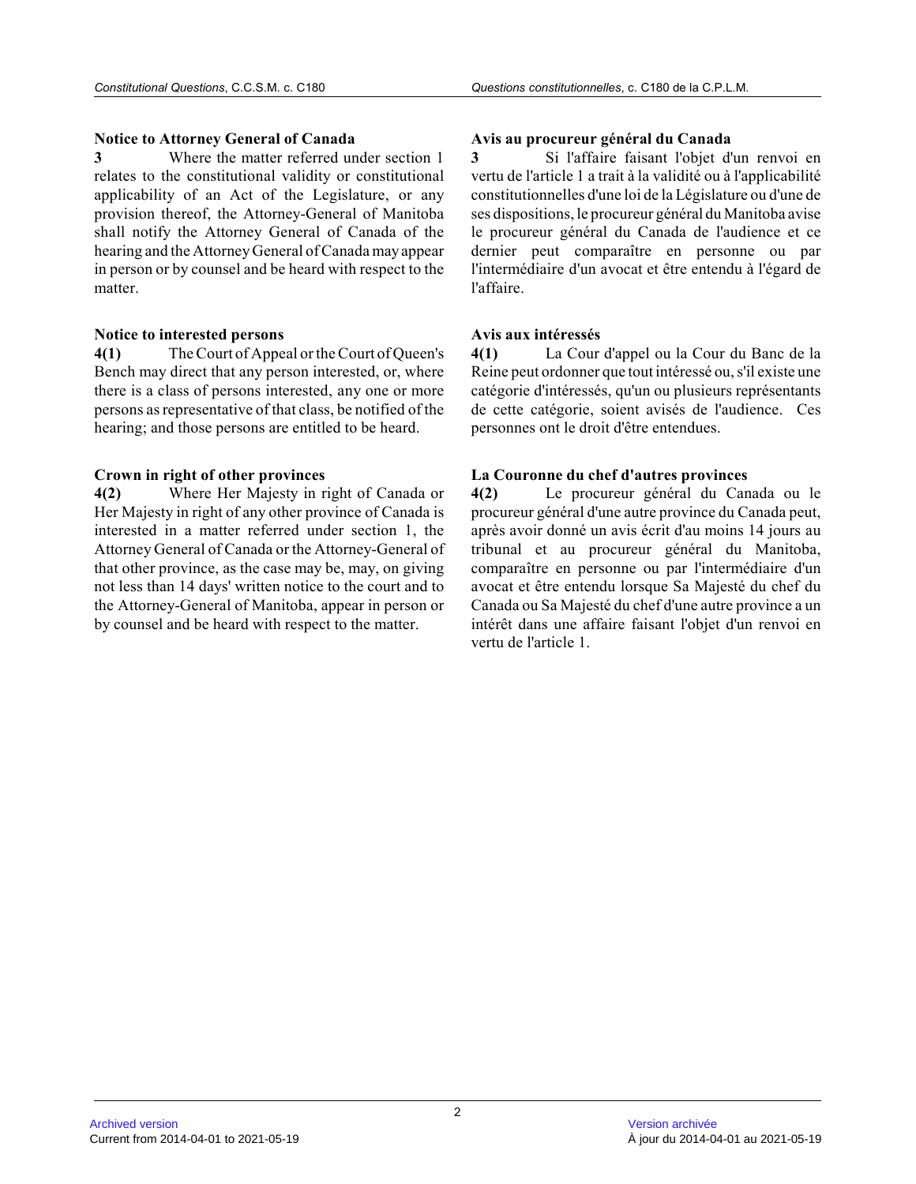**Notice to Attorney General of Canada**

**3** Where the matter referred under section 1 relates to the constitutional validity or constitutional applicability of an Act of the Legislature, or any provision thereof, the Attorney-General of Manitoba shall notify the Attorney General of Canada of the hearing and the Attorney General of Canada may appear in person or by counsel and be heard with respect to the matter.

**Notice to interested persons**

**4(1)** The Court of Appeal or the Court of Queen's Bench may direct that any person interested, or, where there is a class of persons interested, any one or more persons as representative of that class, be notified of the hearing; and those persons are entitled to be heard.

**Crown in right of other provinces**

**4(2)** Where Her Majesty in right of Canada or Her Majesty in right of any other province of Canada is interested in a matter referred under section 1, the Attorney General of Canada or the Attorney-General of that other province, as the case may be, may, on giving not less than 14 days' written notice to the court and to the Attorney-General of Manitoba, appear in person or by counsel and be heard with respect to the matter.

**Avis au procureur général du Canada**

**3** Si l'affaire faisant l'objet d'un renvoi en vertu de l'article 1 a trait à la validité ou à l'applicabilité constitutionnelles d'une loi de la Législature ou d'une de ses dispositions, le procureur général du Manitoba avise le procureur général du Canada de l'audience et ce dernier peut comparaître en personne ou par l'intermédiaire d'un avocat et être entendu à l'égard de l'affaire.

**Avis aux intéressés**

**4(1)** La Cour d'appel ou la Cour du Banc de la Reine peut ordonner que tout intéressé ou, s'il existe une catégorie d'intéressés, qu'un ou plusieurs représentants de cette catégorie, soient avisés de l'audience. Ces personnes ont le droit d'être entendues.

**La Couronne du chef d'autres provinces**

**4(2)** Le procureur général du Canada ou le procureur général d'une autre province du Canada peut, après avoir donné un avis écrit d'au moins 14 jours au tribunal et au procureur général du Manitoba, comparaître en personne ou par l'intermédiaire d'un avocat et être entendu lorsque Sa Majesté du chef du Canada ou Sa Majesté du chef d'une autre province a un intérêt dans une affaire faisant l'objet d'un renvoi en vertu de l'article 1.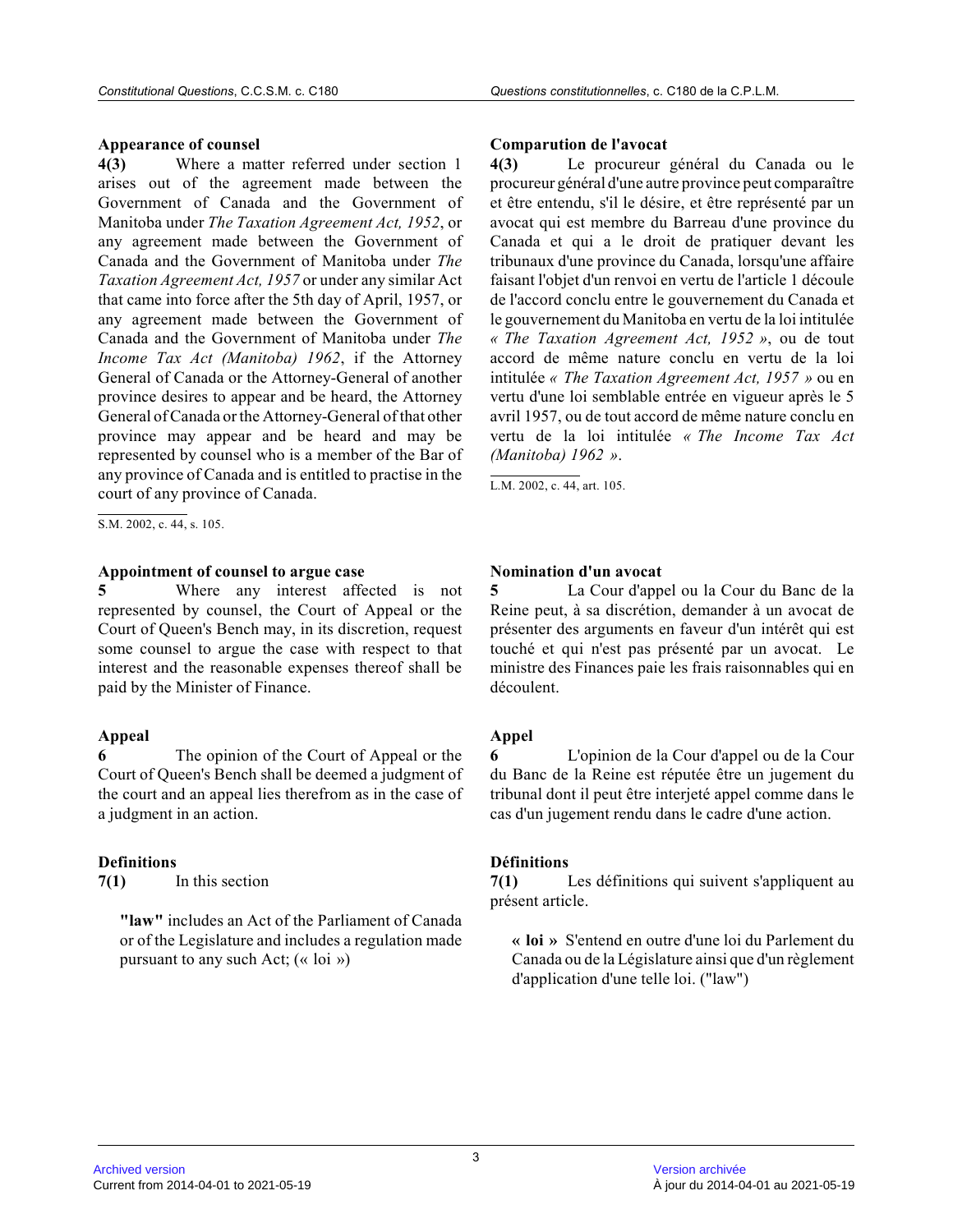### Appearance of counsel

**4(3)** Where a matter referred under section 1 arises out of the agreement made between the Government of Canada and the Government of Manitoba under *The Taxation Agreement Act, 1952*, or any agreement made between the Government of Canada and the Government of Manitoba under *The Taxation Agreement Act, 1957* or under any similar Act that came into force after the 5th day of April, 1957, or any agreement made between the Government of Canada and the Government of Manitoba under *The Income Tax Act (Manitoba) 1962*, if the Attorney General of Canada or the Attorney-General of another province desires to appear and be heard, the Attorney General of Canada or the Attorney-General of that other province may appear and be heard and may be represented by counsel who is a member of the Bar of any province of Canada and is entitled to practise in the court of any province of Canada.

S.M. 2002, c. 44, s. 105.

### Appointment of counsel to argue case

**5** Where any interest affected is not represented by counsel, the Court of Appeal or the Court of Queen's Bench may, in its discretion, request some counsel to argue the case with respect to that interest and the reasonable expenses thereof shall be paid by the Minister of Finance.

### Appeal

**6** The opinion of the Court of Appeal or the Court of Queen's Bench shall be deemed a judgment of the court and an appeal lies therefrom as in the case of a judgment in an action.

### Definitions

**7(1)** In this section

**"law"** includes an Act of the Parliament of Canada or of the Legislature and includes a regulation made pursuant to any such Act; (« loi »)

### Comparution de l'avocat

**4(3)** Le procureur général du Canada ou le procureur général d'une autre province peut comparaître et être entendu, s'il le désire, et être représenté par un avocat qui est membre du Barreau d'une province du Canada et qui a le droit de pratiquer devant les tribunaux d'une province du Canada, lorsqu'une affaire faisant l'objet d'un renvoi en vertu de l'article 1 découle de l'accord conclu entre le gouvernement du Canada et le gouvernement du Manitoba en vertu de la loi intitulée *« The Taxation Agreement Act, 1952 »*, ou de tout accord de même nature conclu en vertu de la loi intitulée *« The Taxation Agreement Act, 1957 »* ou en vertu d'une loi semblable entrée en vigueur après le 5 avril 1957, ou de tout accord de même nature conclu en vertu de la loi intitulée *« The Income Tax Act (Manitoba) 1962 »*.

L.M. 2002, c. 44, art. 105.

### Nomination d'un avocat

**5** La Cour d'appel ou la Cour du Banc de la Reine peut, à sa discrétion, demander à un avocat de présenter des arguments en faveur d'un intérêt qui est touché et qui n'est pas présenté par un avocat. Le ministre des Finances paie les frais raisonnables qui en découlent.

### Appel

**6** L'opinion de la Cour d'appel ou de la Cour du Banc de la Reine est réputée être un jugement du tribunal dont il peut être interjeté appel comme dans le cas d'un jugement rendu dans le cadre d'une action.

### Définitions

**7(1)** Les définitions qui suivent s'appliquent au présent article.

**« loi »** S'entend en outre d'une loi du Parlement du Canada ou de la Législature ainsi que d'un règlement d'application d'une telle loi. ("law")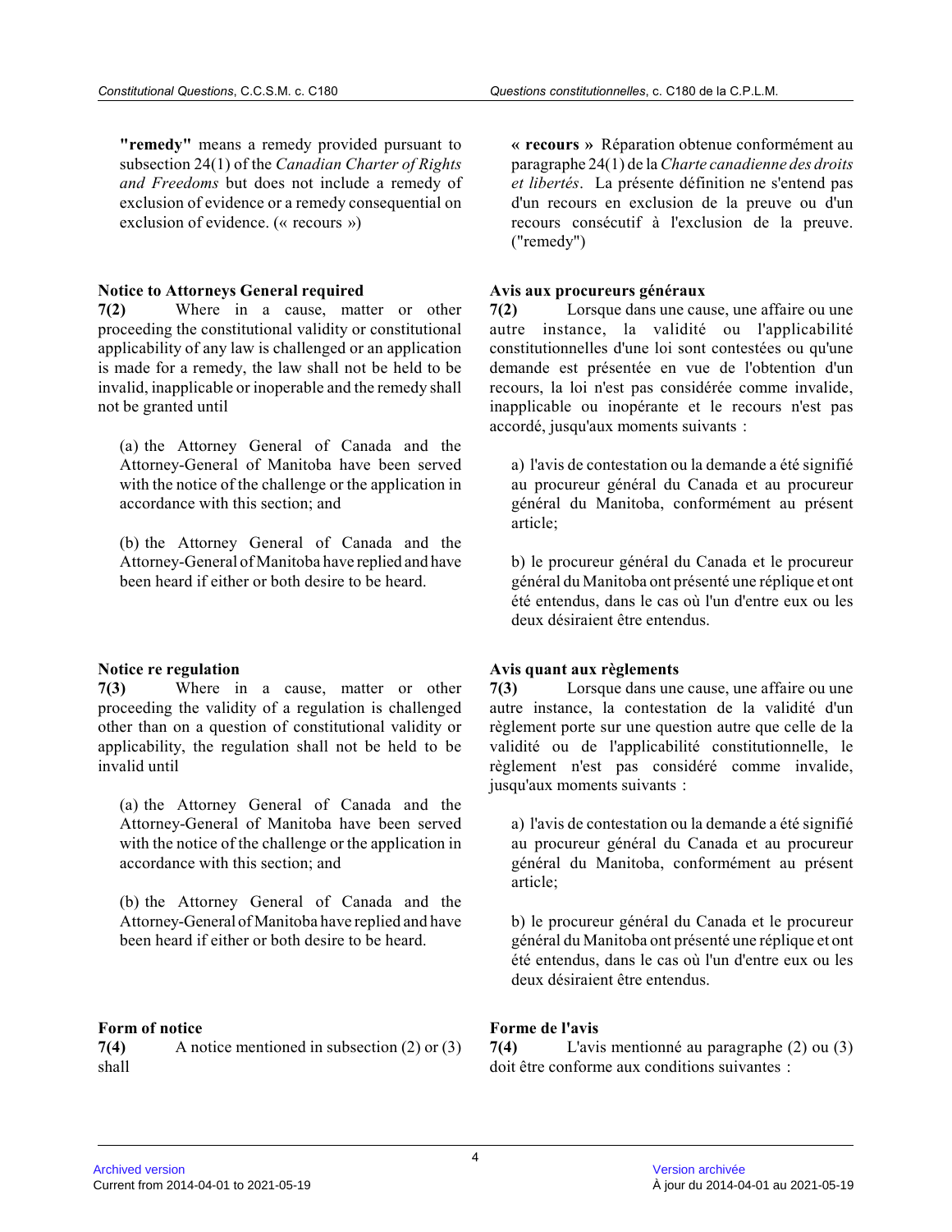**"remedy"** means a remedy provided pursuant to subsection 24(1) of the *Canadian Charter of Rights and Freedoms* but does not include a remedy of exclusion of evidence or a remedy consequential on exclusion of evidence. (« recours »)

**Notice to Attorneys General required**

**7(2)** Where in a cause, matter or other proceeding the constitutional validity or constitutional applicability of any law is challenged or an application is made for a remedy, the law shall not be held to be invalid, inapplicable or inoperable and the remedy shall not be granted until

(a) the Attorney General of Canada and the Attorney-General of Manitoba have been served with the notice of the challenge or the application in accordance with this section; and

(b) the Attorney General of Canada and the Attorney-General of Manitoba have replied and have been heard if either or both desire to be heard.

**Notice re regulation**

**7(3)** Where in a cause, matter or other proceeding the validity of a regulation is challenged other than on a question of constitutional validity or applicability, the regulation shall not be held to be invalid until

(a) the Attorney General of Canada and the Attorney-General of Manitoba have been served with the notice of the challenge or the application in accordance with this section; and

(b) the Attorney General of Canada and the Attorney-General of Manitoba have replied and have been heard if either or both desire to be heard.

**Form of notice**

**7(4)** A notice mentioned in subsection (2) or (3) shall

**« recours »** Réparation obtenue conformément au paragraphe 24(1) de la *Charte canadienne des droits et libertés*. La présente définition ne s'entend pas d'un recours en exclusion de la preuve ou d'un recours consécutif à l'exclusion de la preuve. ("remedy")

**Avis aux procureurs généraux**

**7(2)** Lorsque dans une cause, une affaire ou une autre instance, la validité ou l'applicabilité constitutionnelles d'une loi sont contestées ou qu'une demande est présentée en vue de l'obtention d'un recours, la loi n'est pas considérée comme invalide, inapplicable ou inopérante et le recours n'est pas accordé, jusqu'aux moments suivants :

a) l'avis de contestation ou la demande a été signifié au procureur général du Canada et au procureur général du Manitoba, conformément au présent article;

b) le procureur général du Canada et le procureur général du Manitoba ont présenté une réplique et ont été entendus, dans le cas où l'un d'entre eux ou les deux désiraient être entendus.

**Avis quant aux règlements**

**7(3)** Lorsque dans une cause, une affaire ou une autre instance, la contestation de la validité d'un règlement porte sur une question autre que celle de la validité ou de l'applicabilité constitutionnelle, le règlement n'est pas considéré comme invalide, jusqu'aux moments suivants :

a) l'avis de contestation ou la demande a été signifié au procureur général du Canada et au procureur général du Manitoba, conformément au présent article;

b) le procureur général du Canada et le procureur général du Manitoba ont présenté une réplique et ont été entendus, dans le cas où l'un d'entre eux ou les deux désiraient être entendus.

**Forme de l'avis**

**7(4)** L'avis mentionné au paragraphe (2) ou (3) doit être conforme aux conditions suivantes :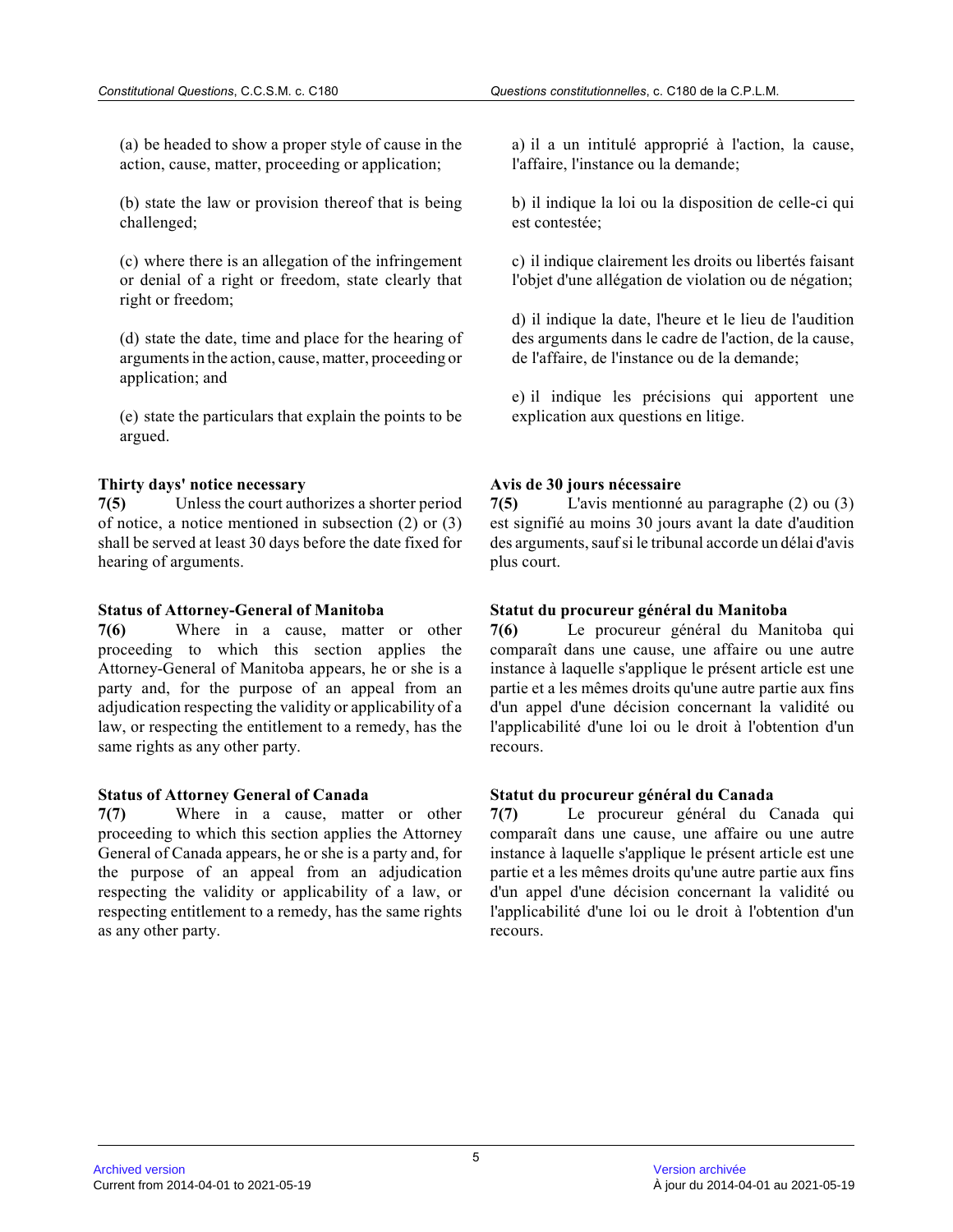(a) be headed to show a proper style of cause in the action, cause, matter, proceeding or application;

(b) state the law or provision thereof that is being challenged;

(c) where there is an allegation of the infringement or denial of a right or freedom, state clearly that right or freedom;

(d) state the date, time and place for the hearing of arguments in the action, cause, matter, proceeding or application; and

(e) state the particulars that explain the points to be argued.

a) il a un intitulé approprié à l'action, la cause, l'affaire, l'instance ou la demande;

b) il indique la loi ou la disposition de celle-ci qui est contestée;

c) il indique clairement les droits ou libertés faisant l'objet d'une allégation de violation ou de négation;

d) il indique la date, l'heure et le lieu de l'audition des arguments dans le cadre de l'action, de la cause, de l'affaire, de l'instance ou de la demande;

e) il indique les précisions qui apportent une explication aux questions en litige.

**Thirty days' notice necessary**

**7(5)** Unless the court authorizes a shorter period of notice, a notice mentioned in subsection (2) or (3) shall be served at least 30 days before the date fixed for hearing of arguments.

**Avis de 30 jours nécessaire**

**7(5)** L'avis mentionné au paragraphe (2) ou (3) est signifié au moins 30 jours avant la date d'audition des arguments, sauf si le tribunal accorde un délai d'avis plus court.

**Status of Attorney-General of Manitoba**

**7(6)** Where in a cause, matter or other proceeding to which this section applies the Attorney-General of Manitoba appears, he or she is a party and, for the purpose of an appeal from an adjudication respecting the validity or applicability of a law, or respecting the entitlement to a remedy, has the same rights as any other party.

**Statut du procureur général du Manitoba**

**7(6)** Le procureur général du Manitoba qui comparaît dans une cause, une affaire ou une autre instance à laquelle s'applique le présent article est une partie et a les mêmes droits qu'une autre partie aux fins d'un appel d'une décision concernant la validité ou l'applicabilité d'une loi ou le droit à l'obtention d'un recours.

**Status of Attorney General of Canada**

**7(7)** Where in a cause, matter or other proceeding to which this section applies the Attorney General of Canada appears, he or she is a party and, for the purpose of an appeal from an adjudication respecting the validity or applicability of a law, or respecting entitlement to a remedy, has the same rights as any other party.

**Statut du procureur général du Canada**

**7(7)** Le procureur général du Canada qui comparaît dans une cause, une affaire ou une autre instance à laquelle s'applique le présent article est une partie et a les mêmes droits qu'une autre partie aux fins d'un appel d'une décision concernant la validité ou l'applicabilité d'une loi ou le droit à l'obtention d'un recours.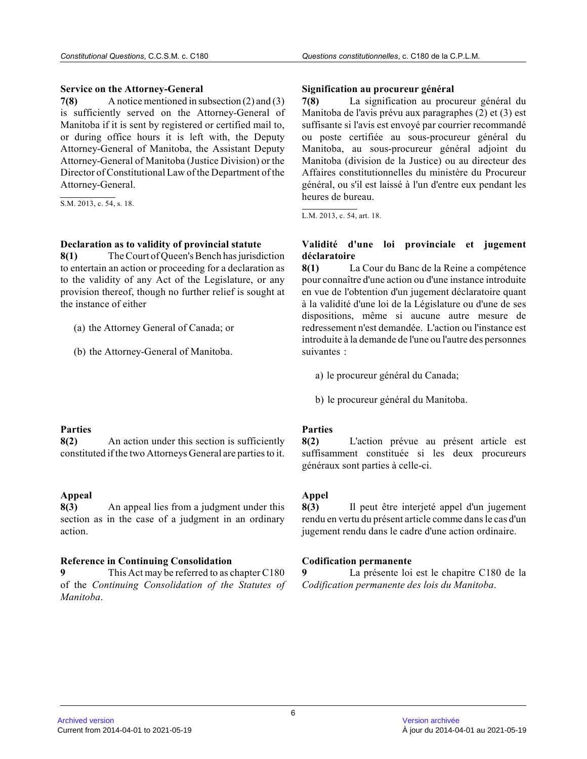**Service on the Attorney-General**

**7(8)** A notice mentioned in subsection (2) and (3) is sufficiently served on the Attorney-General of Manitoba if it is sent by registered or certified mail to, or during office hours it is left with, the Deputy Attorney-General of Manitoba, the Assistant Deputy Attorney-General of Manitoba (Justice Division) or the Director of Constitutional Law of the Department of the Attorney-General.

S.M. 2013, c. 54, s. 18.

**Declaration as to validity of provincial statute**

**8(1)** The Court of Queen's Bench has jurisdiction to entertain an action or proceeding for a declaration as to the validity of any Act of the Legislature, or any provision thereof, though no further relief is sought at the instance of either

(a) the Attorney General of Canada; or

(b) the Attorney-General of Manitoba.

**Parties**

**8(2)** An action under this section is sufficiently constituted if the two Attorneys General are parties to it.

**Appeal**

**8(3)** An appeal lies from a judgment under this section as in the case of a judgment in an ordinary action.

**Reference in Continuing Consolidation**

**9** This Act may be referred to as chapter C180 of the *Continuing Consolidation of the Statutes of Manitoba*.

**Signification au procureur général**

**7(8)** La signification au procureur général du Manitoba de l'avis prévu aux paragraphes (2) et (3) est suffisante si l'avis est envoyé par courrier recommandé ou poste certifiée au sous-procureur général du Manitoba, au sous-procureur général adjoint du Manitoba (division de la Justice) ou au directeur des Affaires constitutionnelles du ministère du Procureur général, ou s'il est laissé à l'un d'entre eux pendant les heures de bureau.

L.M. 2013, c. 54, art. 18.

**Validité d'une loi provinciale et jugement déclaratoire**

**8(1)** La Cour du Banc de la Reine a compétence pour connaître d'une action ou d'une instance introduite en vue de l'obtention d'un jugement déclaratoire quant à la validité d'une loi de la Législature ou d'une de ses dispositions, même si aucune autre mesure de redressement n'est demandée. L'action ou l'instance est introduite à la demande de l'une ou l'autre des personnes suivantes :

a) le procureur général du Canada;

b) le procureur général du Manitoba.

**Parties**

**8(2)** L'action prévue au présent article est suffisamment constituée si les deux procureurs généraux sont parties à celle-ci.

**Appel**

**8(3)** Il peut être interjeté appel d'un jugement rendu en vertu du présent article comme dans le cas d'un jugement rendu dans le cadre d'une action ordinaire.

**Codification permanente**

**9** La présente loi est le chapitre C180 de la *Codification permanente des lois du Manitoba*.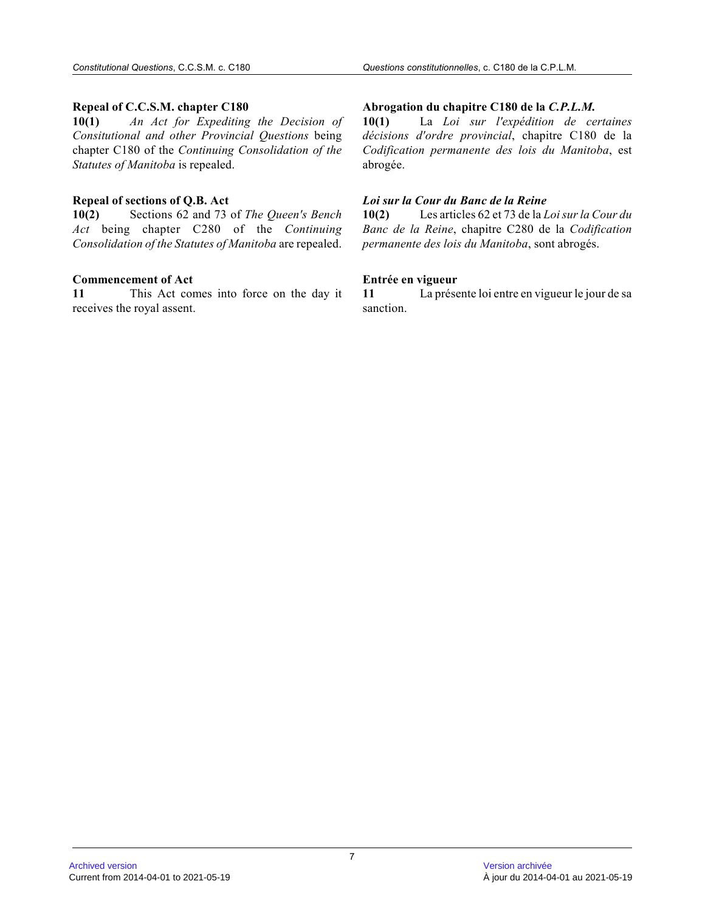**Repeal of C.C.S.M. chapter C180**

**10(1)** *An Act for Expediting the Decision of Consitutional and other Provincial Questions* being chapter C180 of the *Continuing Consolidation of the Statutes of Manitoba* is repealed.

**Repeal of sections of Q.B. Act**

**10(2)** Sections 62 and 73 of *The Queen's Bench Act* being chapter C280 of the *Continuing Consolidation of the Statutes of Manitoba* are repealed.

**Commencement of Act**

**11** This Act comes into force on the day it receives the royal assent.

**Abrogation du chapitre C180 de la *C.P.L.M.***

**10(1)** La *Loi sur l'expédition de certaines décisions d'ordre provincial*, chapitre C180 de la *Codification permanente des lois du Manitoba*, est abrogée.

***Loi sur la Cour du Banc de la Reine***

**10(2)** Les articles 62 et 73 de la *Loi sur la Cour du Banc de la Reine*, chapitre C280 de la *Codification permanente des lois du Manitoba*, sont abrogés.

**Entrée en vigueur**

**11** La présente loi entre en vigueur le jour de sa sanction.